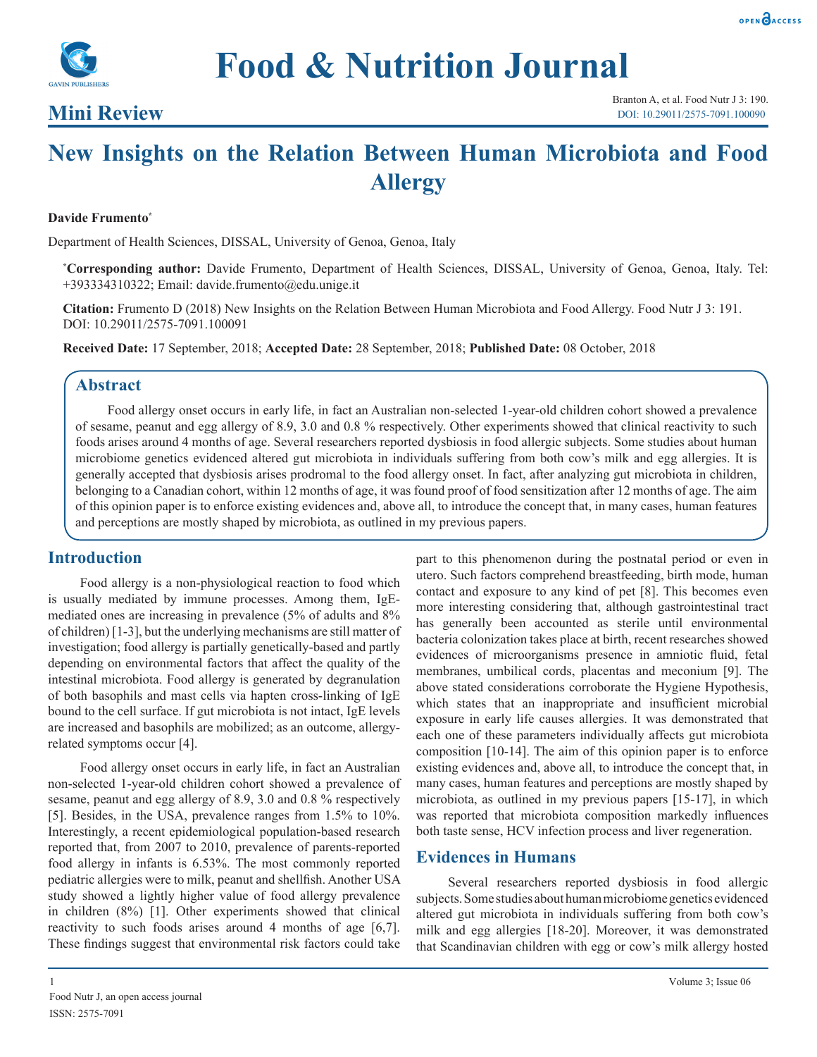Food & Nutrition Journal

**Mini Review**

Branton A, et al. Food Nutr J 3: 190.
DOI: 10.29011/2575-7091.100090

# New Insights on the Relation Between Human Microbiota and Food Allergy

**Davide Frumento***

Department of Health Sciences, DISSAL, University of Genoa, Genoa, Italy

***Corresponding author:** Davide Frumento, Department of Health Sciences, DISSAL, University of Genoa, Genoa, Italy. Tel: +393334310322; Email: davide.frumento@edu.unige.it

**Citation:** Frumento D (2018) New Insights on the Relation Between Human Microbiota and Food Allergy. Food Nutr J 3: 191. DOI: 10.29011/2575-7091.100091

**Received Date:** 17 September, 2018; **Accepted Date:** 28 September, 2018; **Published Date:** 08 October, 2018

## Abstract

Food allergy onset occurs in early life, in fact an Australian non-selected 1-year-old children cohort showed a prevalence of sesame, peanut and egg allergy of 8.9, 3.0 and 0.8 % respectively. Other experiments showed that clinical reactivity to such foods arises around 4 months of age. Several researchers reported dysbiosis in food allergic subjects. Some studies about human microbiome genetics evidenced altered gut microbiota in individuals suffering from both cow's milk and egg allergies. It is generally accepted that dysbiosis arises prodromal to the food allergy onset. In fact, after analyzing gut microbiota in children, belonging to a Canadian cohort, within 12 months of age, it was found proof of food sensitization after 12 months of age. The aim of this opinion paper is to enforce existing evidences and, above all, to introduce the concept that, in many cases, human features and perceptions are mostly shaped by microbiota, as outlined in my previous papers.

## Introduction

Food allergy is a non-physiological reaction to food which is usually mediated by immune processes. Among them, IgE-mediated ones are increasing in prevalence (5% of adults and 8% of children) [1-3], but the underlying mechanisms are still matter of investigation; food allergy is partially genetically-based and partly depending on environmental factors that affect the quality of the intestinal microbiota. Food allergy is generated by degranulation of both basophils and mast cells via hapten cross-linking of IgE bound to the cell surface. If gut microbiota is not intact, IgE levels are increased and basophils are mobilized; as an outcome, allergy-related symptoms occur [4].

Food allergy onset occurs in early life, in fact an Australian non-selected 1-year-old children cohort showed a prevalence of sesame, peanut and egg allergy of 8.9, 3.0 and 0.8 % respectively [5]. Besides, in the USA, prevalence ranges from 1.5% to 10%. Interestingly, a recent epidemiological population-based research reported that, from 2007 to 2010, prevalence of parents-reported food allergy in infants is 6.53%. The most commonly reported pediatric allergies were to milk, peanut and shellfish. Another USA study showed a lightly higher value of food allergy prevalence in children (8%) [1]. Other experiments showed that clinical reactivity to such foods arises around 4 months of age [6,7]. These findings suggest that environmental risk factors could take part to this phenomenon during the postnatal period or even in utero. Such factors comprehend breastfeeding, birth mode, human contact and exposure to any kind of pet [8]. This becomes even more interesting considering that, although gastrointestinal tract has generally been accounted as sterile until environmental bacteria colonization takes place at birth, recent researches showed evidences of microorganisms presence in amniotic fluid, fetal membranes, umbilical cords, placentas and meconium [9]. The above stated considerations corroborate the Hygiene Hypothesis, which states that an inappropriate and insufficient microbial exposure in early life causes allergies. It was demonstrated that each one of these parameters individually affects gut microbiota composition [10-14]. The aim of this opinion paper is to enforce existing evidences and, above all, to introduce the concept that, in many cases, human features and perceptions are mostly shaped by microbiota, as outlined in my previous papers [15-17], in which was reported that microbiota composition markedly influences both taste sense, HCV infection process and liver regeneration.

## Evidences in Humans

Several researchers reported dysbiosis in food allergic subjects. Some studies about human microbiome genetics evidenced altered gut microbiota in individuals suffering from both cow's milk and egg allergies [18-20]. Moreover, it was demonstrated that Scandinavian children with egg or cow's milk allergy hosted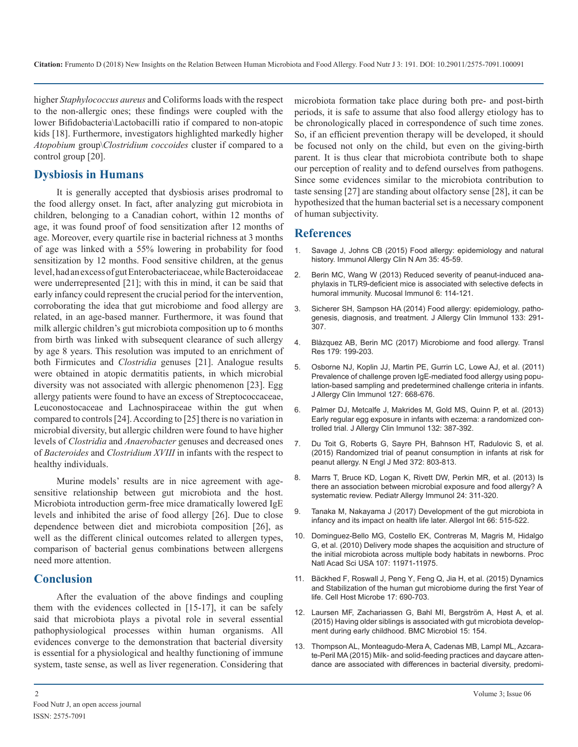higher *Staphylococcus aureus* and Coliforms loads with the respect to the non-allergic ones; these findings were coupled with the lower Bifidobacteria\Lactobacilli ratio if compared to non-atopic kids [18]. Furthermore, investigators highlighted markedly higher *Atopobium* group\*Clostridium coccoides* cluster if compared to a control group [20].

## Dysbiosis in Humans

It is generally accepted that dysbiosis arises prodromal to the food allergy onset. In fact, after analyzing gut microbiota in children, belonging to a Canadian cohort, within 12 months of age, it was found proof of food sensitization after 12 months of age. Moreover, every quartile rise in bacterial richness at 3 months of age was linked with a 55% lowering in probability for food sensitization by 12 months. Food sensitive children, at the genus level, had an excess of gut Enterobacteriaceae, while Bacteroidaceae were underrepresented [21]; with this in mind, it can be said that early infancy could represent the crucial period for the intervention, corroborating the idea that gut microbiome and food allergy are related, in an age-based manner. Furthermore, it was found that milk allergic children's gut microbiota composition up to 6 months from birth was linked with subsequent clearance of such allergy by age 8 years. This resolution was imputed to an enrichment of both Firmicutes and *Clostridia* genuses [21]. Analogue results were obtained in atopic dermatitis patients, in which microbial diversity was not associated with allergic phenomenon [23]. Egg allergy patients were found to have an excess of Streptococcaceae, Leuconostocaceae and Lachnospiraceae within the gut when compared to controls [24]. According to [25] there is no variation in microbial diversity, but allergic children were found to have higher levels of *Clostridia* and *Anaerobacter* genuses and decreased ones of *Bacteroides* and *Clostridium XVIII* in infants with the respect to healthy individuals.

Murine models' results are in nice agreement with age-sensitive relationship between gut microbiota and the host. Microbiota introduction germ-free mice dramatically lowered IgE levels and inhibited the arise of food allergy [26]. Due to close dependence between diet and microbiota composition [26], as well as the different clinical outcomes related to allergen types, comparison of bacterial genus combinations between allergens need more attention.

## Conclusion

After the evaluation of the above findings and coupling them with the evidences collected in [15-17], it can be safely said that microbiota plays a pivotal role in several essential pathophysiological processes within human organisms. All evidences converge to the demonstration that bacterial diversity is essential for a physiological and healthy functioning of immune system, taste sense, as well as liver regeneration. Considering that microbiota formation take place during both pre- and post-birth periods, it is safe to assume that also food allergy etiology has to be chronologically placed in correspondence of such time zones. So, if an efficient prevention therapy will be developed, it should be focused not only on the child, but even on the giving-birth parent. It is thus clear that microbiota contribute both to shape our perception of reality and to defend ourselves from pathogens. Since some evidences similar to the microbiota contribution to taste sensing [27] are standing about olfactory sense [28], it can be hypothesized that the human bacterial set is a necessary component of human subjectivity.

## References

1. Savage J, Johns CB (2015) Food allergy: epidemiology and natural history. Immunol Allergy Clin N Am 35: 45-59.
2. Berin MC, Wang W (2013) Reduced severity of peanut-induced anaphylaxis in TLR9-deficient mice is associated with selective defects in humoral immunity. Mucosal Immunol 6: 114-121.
3. Sicherer SH, Sampson HA (2014) Food allergy: epidemiology, pathogenesis, diagnosis, and treatment. J Allergy Clin Immunol 133: 291-307.
4. Blàzquez AB, Berin MC (2017) Microbiome and food allergy. Transl Res 179: 199-203.
5. Osborne NJ, Koplin JJ, Martin PE, Gurrin LC, Lowe AJ, et al. (2011) Prevalence of challenge proven IgE-mediated food allergy using population-based sampling and predetermined challenge criteria in infants. J Allergy Clin Immunol 127: 668-676.
6. Palmer DJ, Metcalfe J, Makrides M, Gold MS, Quinn P, et al. (2013) Early regular egg exposure in infants with eczema: a randomized controlled trial. J Allergy Clin Immunol 132: 387-392.
7. Du Toit G, Roberts G, Sayre PH, Bahnson HT, Radulovic S, et al. (2015) Randomized trial of peanut consumption in infants at risk for peanut allergy. N Engl J Med 372: 803-813.
8. Marrs T, Bruce KD, Logan K, Rivett DW, Perkin MR, et al. (2013) Is there an association between microbial exposure and food allergy? A systematic review. Pediatr Allergy Immunol 24: 311-320.
9. Tanaka M, Nakayama J (2017) Development of the gut microbiota in infancy and its impact on health life later. Allergol Int 66: 515-522.
10. Dominguez-Bello MG, Costello EK, Contreras M, Magris M, Hidalgo G, et al. (2010) Delivery mode shapes the acquisition and structure of the initial microbiota across multiple body habitats in newborns. Proc Natl Acad Sci USA 107: 11971-11975.
11. Bäckhed F, Roswall J, Peng Y, Feng Q, Jia H, et al. (2015) Dynamics and Stabilization of the human gut microbiome during the first Year of life. Cell Host Microbe 17: 690-703.
12. Laursen MF, Zachariassen G, Bahl MI, Bergström A, Høst A, et al. (2015) Having older siblings is associated with gut microbiota development during early childhood. BMC Microbiol 15: 154.
13. Thompson AL, Monteagudo-Mera A, Cadenas MB, Lampl ML, Azcarate-Peril MA (2015) Milk- and solid-feeding practices and daycare attendance are associated with differences in bacterial diversity, predomi-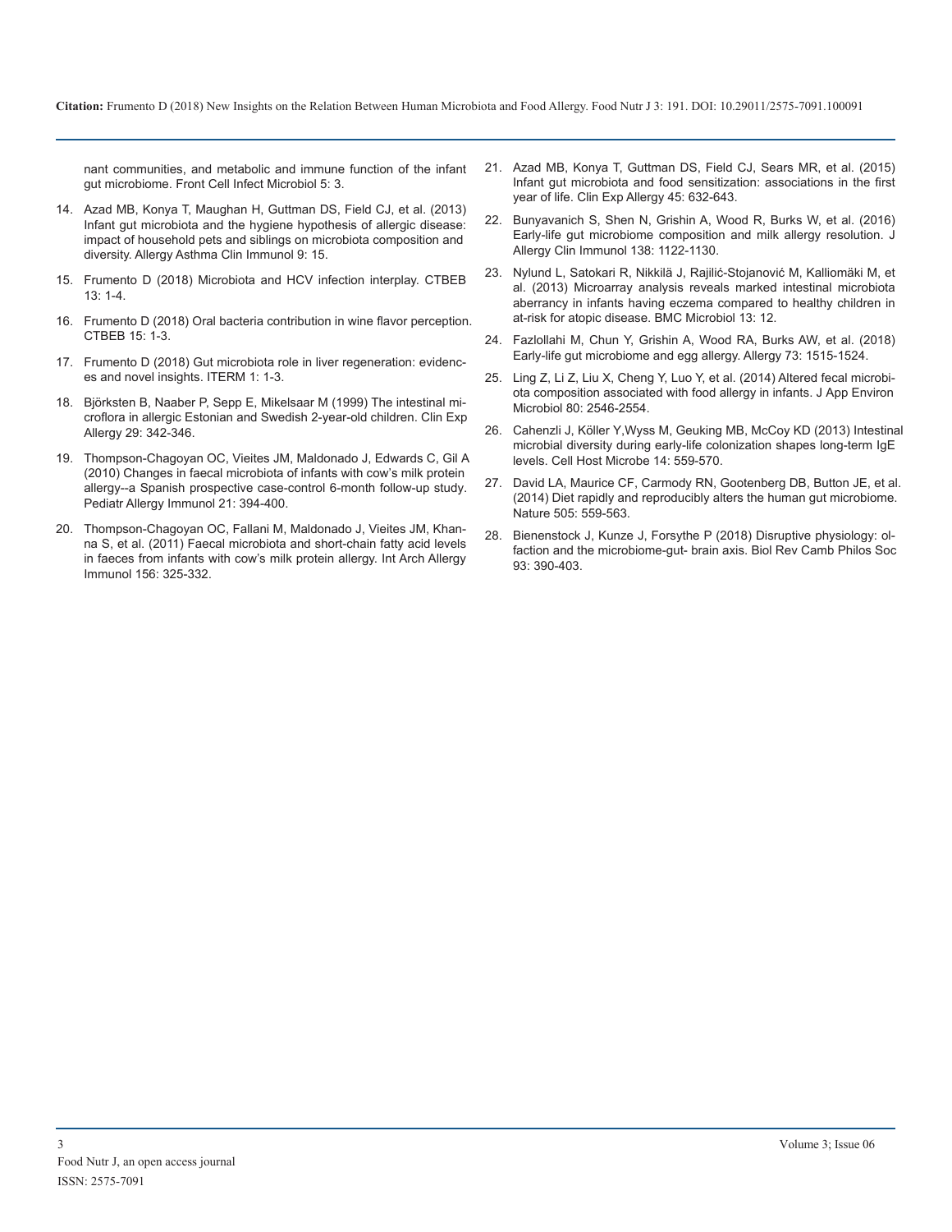nant communities, and metabolic and immune function of the infant gut microbiome. Front Cell Infect Microbiol 5: 3.

14. Azad MB, Konya T, Maughan H, Guttman DS, Field CJ, et al. (2013) Infant gut microbiota and the hygiene hypothesis of allergic disease: impact of household pets and siblings on microbiota composition and diversity. Allergy Asthma Clin Immunol 9: 15.

15. Frumento D (2018) Microbiota and HCV infection interplay. CTBEB 13: 1-4.

16. Frumento D (2018) Oral bacteria contribution in wine flavor perception. CTBEB 15: 1-3.

17. Frumento D (2018) Gut microbiota role in liver regeneration: evidences and novel insights. ITERM 1: 1-3.

18. Björksten B, Naaber P, Sepp E, Mikelsaar M (1999) The intestinal microflora in allergic Estonian and Swedish 2-year-old children. Clin Exp Allergy 29: 342-346.

19. Thompson-Chagoyan OC, Vieites JM, Maldonado J, Edwards C, Gil A (2010) Changes in faecal microbiota of infants with cow's milk protein allergy--a Spanish prospective case-control 6-month follow-up study. Pediatr Allergy Immunol 21: 394-400.

20. Thompson-Chagoyan OC, Fallani M, Maldonado J, Vieites JM, Khanna S, et al. (2011) Faecal microbiota and short-chain fatty acid levels in faeces from infants with cow's milk protein allergy. Int Arch Allergy Immunol 156: 325-332.

21. Azad MB, Konya T, Guttman DS, Field CJ, Sears MR, et al. (2015) Infant gut microbiota and food sensitization: associations in the first year of life. Clin Exp Allergy 45: 632-643.

22. Bunyavanich S, Shen N, Grishin A, Wood R, Burks W, et al. (2016) Early-life gut microbiome composition and milk allergy resolution. J Allergy Clin Immunol 138: 1122-1130.

23. Nylund L, Satokari R, Nikkilä J, Rajilić-Stojanović M, Kalliomäki M, et al. (2013) Microarray analysis reveals marked intestinal microbiota aberrancy in infants having eczema compared to healthy children in at-risk for atopic disease. BMC Microbiol 13: 12.

24. Fazlollahi M, Chun Y, Grishin A, Wood RA, Burks AW, et al. (2018) Early-life gut microbiome and egg allergy. Allergy 73: 1515-1524.

25. Ling Z, Li Z, Liu X, Cheng Y, Luo Y, et al. (2014) Altered fecal microbiota composition associated with food allergy in infants. J App Environ Microbiol 80: 2546-2554.

26. Cahenzli J, Köller Y,Wyss M, Geuking MB, McCoy KD (2013) Intestinal microbial diversity during early-life colonization shapes long-term IgE levels. Cell Host Microbe 14: 559-570.

27. David LA, Maurice CF, Carmody RN, Gootenberg DB, Button JE, et al. (2014) Diet rapidly and reproducibly alters the human gut microbiome. Nature 505: 559-563.

28. Bienenstock J, Kunze J, Forsythe P (2018) Disruptive physiology: olfaction and the microbiome-gut- brain axis. Biol Rev Camb Philos Soc 93: 390-403.